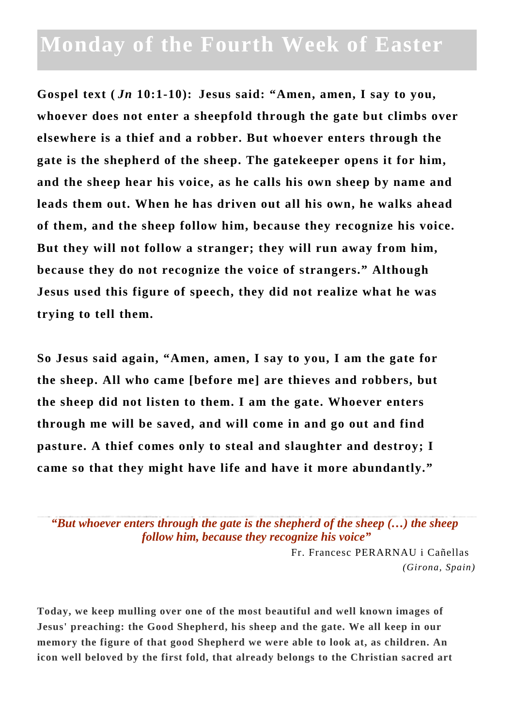# Monday of the Fourth Week of Easter

**Gospel text (*Jn* 10:1-10): Jesus said: "Amen, amen, I say to you, whoever does not enter a sheepfold through the gate but climbs over elsewhere is a thief and a robber. But whoever enters through the gate is the shepherd of the sheep. The gatekeeper opens it for him, and the sheep hear his voice, as he calls his own sheep by name and leads them out. When he has driven out all his own, he walks ahead of them, and the sheep follow him, because they recognize his voice. But they will not follow a stranger; they will run away from him, because they do not recognize the voice of strangers." Although Jesus used this figure of speech, they did not realize what he was trying to tell them.**

**So Jesus said again, "Amen, amen, I say to you, I am the gate for the sheep. All who came [before me] are thieves and robbers, but the sheep did not listen to them. I am the gate. Whoever enters through me will be saved, and will come in and go out and find pasture. A thief comes only to steal and slaughter and destroy; I came so that they might have life and have it more abundantly."**

*"But whoever enters through the gate is the shepherd of the sheep (…) the sheep follow him, because they recognize his voice"*

Fr. Francesc PERARNAU i Cañellas
*(Girona, Spain)*

**Today, we keep mulling over one of the most beautiful and well known images of Jesus' preaching: the Good Shepherd, his sheep and the gate. We all keep in our memory the figure of that good Shepherd we were able to look at, as children. An icon well beloved by the first fold, that already belongs to the Christian sacred art**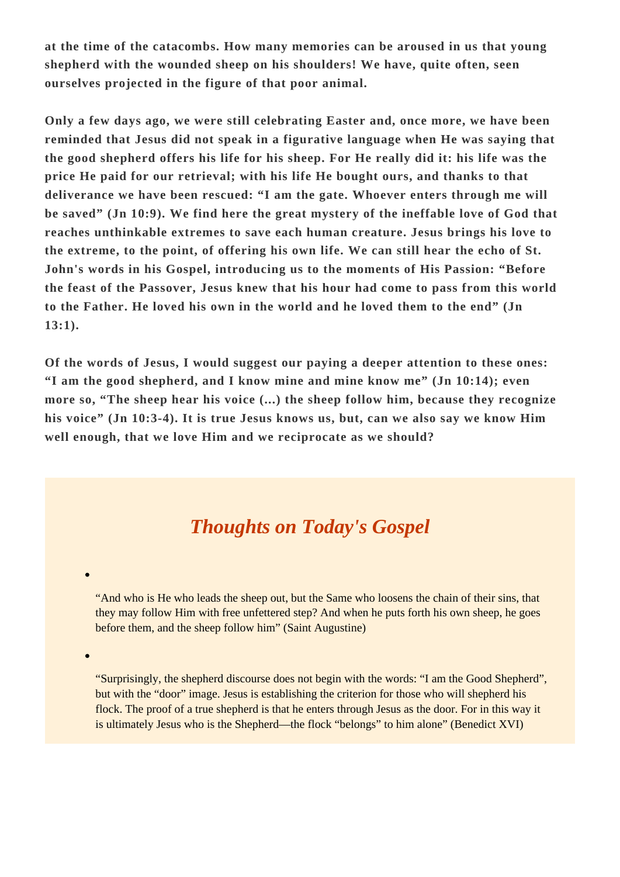**at the time of the catacombs. How many memories can be aroused in us that young shepherd with the wounded sheep on his shoulders! We have, quite often, seen ourselves projected in the figure of that poor animal.**

**Only a few days ago, we were still celebrating Easter and, once more, we have been reminded that Jesus did not speak in a figurative language when He was saying that the good shepherd offers his life for his sheep. For He really did it: his life was the price He paid for our retrieval; with his life He bought ours, and thanks to that deliverance we have been rescued: "I am the gate. Whoever enters through me will be saved" (Jn 10:9). We find here the great mystery of the ineffable love of God that reaches unthinkable extremes to save each human creature. Jesus brings his love to the extreme, to the point, of offering his own life. We can still hear the echo of St. John's words in his Gospel, introducing us to the moments of His Passion: "Before the feast of the Passover, Jesus knew that his hour had come to pass from this world to the Father. He loved his own in the world and he loved them to the end" (Jn 13:1).**

**Of the words of Jesus, I would suggest our paying a deeper attention to these ones: "I am the good shepherd, and I know mine and mine know me" (Jn 10:14); even more so, "The sheep hear his voice (...) the sheep follow him, because they recognize his voice" (Jn 10:3-4). It is true Jesus knows us, but, can we also say we know Him well enough, that we love Him and we reciprocate as we should?**

## *Thoughts on Today's Gospel*

- "And who is He who leads the sheep out, but the Same who loosens the chain of their sins, that they may follow Him with free unfettered step? And when he puts forth his own sheep, he goes before them, and the sheep follow him" (Saint Augustine)

- "Surprisingly, the shepherd discourse does not begin with the words: "I am the Good Shepherd", but with the "door" image. Jesus is establishing the criterion for those who will shepherd his flock. The proof of a true shepherd is that he enters through Jesus as the door. For in this way it is ultimately Jesus who is the Shepherd—the flock "belongs" to him alone" (Benedict XVI)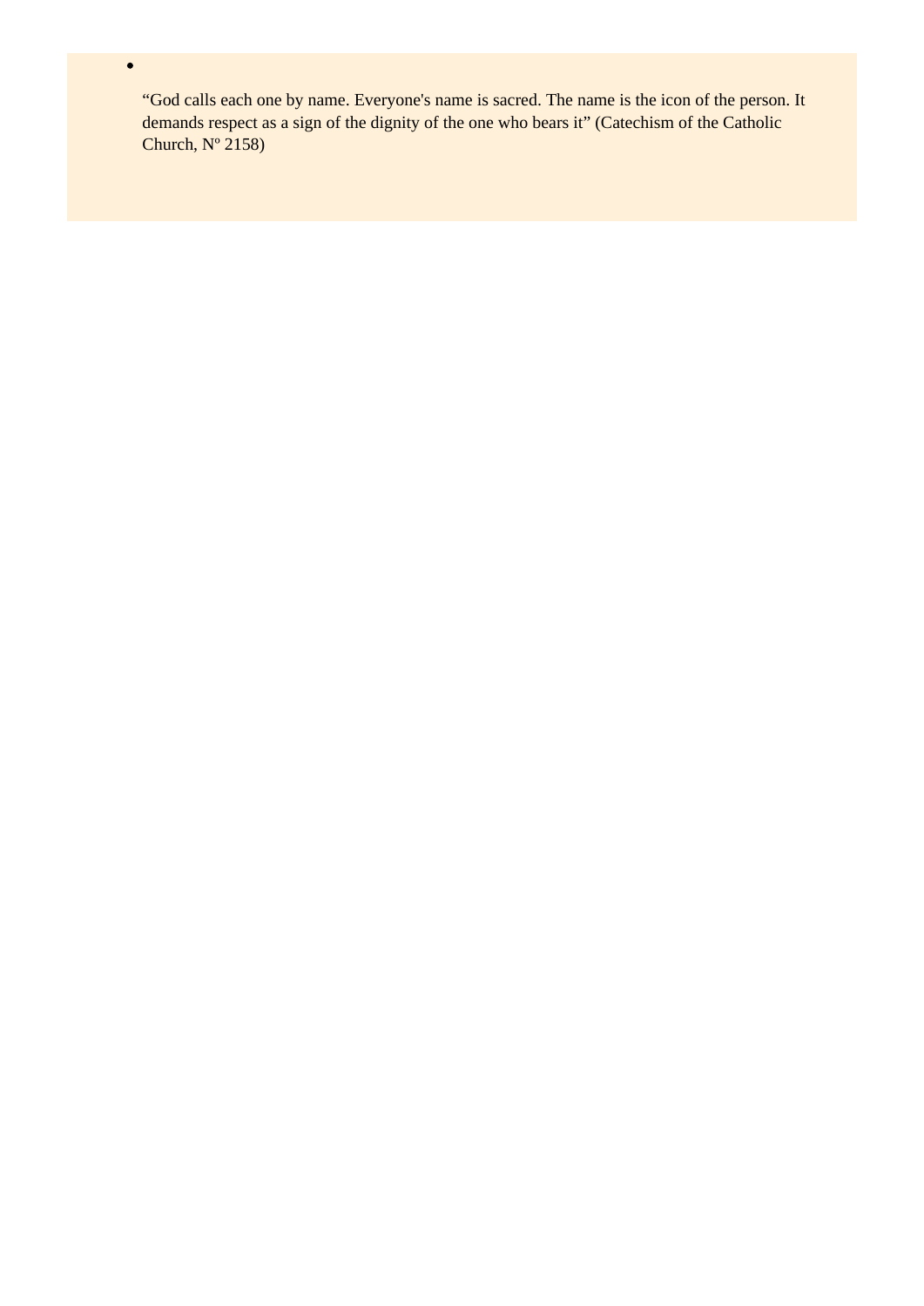- “God calls each one by name. Everyone's name is sacred. The name is the icon of the person. It demands respect as a sign of the dignity of the one who bears it” (Catechism of the Catholic Church, Nº 2158)